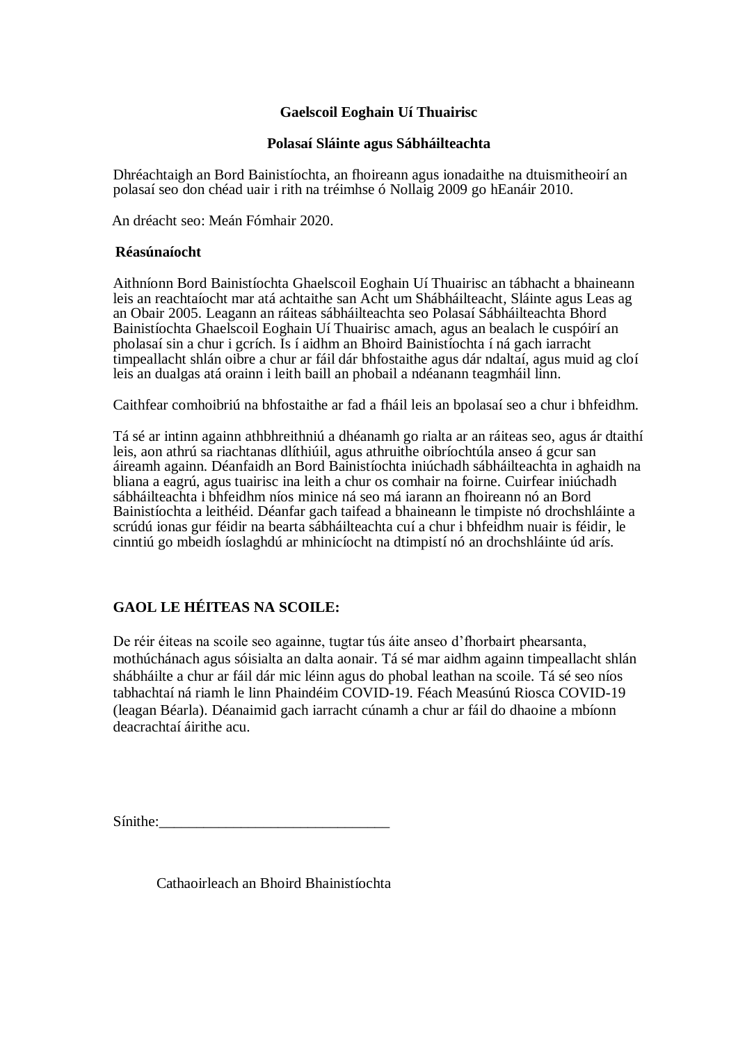# Gaelscoil Eoghain Uí Thuairisc

## Polasaí Sláinte agus Sábháilteachta

Dhréachtaigh an Bord Bainistíochta, an fhoireann agus ionadaithe na dtuismitheoirí an polasaí seo don chéad uair i rith na tréimhse ó Nollaig 2009 go hEanáir 2010.

An dréacht seo: Meán Fómhair 2020.

### Réasúnaíocht

Aithníonn Bord Bainistíochta Ghaelscoil Eoghain Uí Thuairisc an tábhacht a bhaineann leis an reachtaíocht mar atá achtaithe san Acht um Shábháilteacht, Sláinte agus Leas ag an Obair 2005. Leagann an ráiteas sábháilteachta seo Polasaí Sábháilteachta Bhord Bainistíochta Ghaelscoil Eoghain Uí Thuairisc amach, agus an bealach le cuspóirí an pholasaí sin a chur i gcrích. Is í aidhm an Bhoird Bainistíochta í ná gach iarracht timpeallacht shlán oibre a chur ar fáil dár bhfostaithe agus dár ndaltaí, agus muid ag cloí leis an dualgas atá orainn i leith baill an phobail a ndéanann teagmháil linn.

Caithfear comhoibriú na bhfostaithe ar fad a fháil leis an bpolasaí seo a chur i bhfeidhm.

Tá sé ar intinn againn athbhreithniú a dhéanamh go rialta ar an ráiteas seo, agus ár dtaithí leis, aon athrú sa riachtanas dlíthiúil, agus athruithe oibríochtúla anseo á gcur san áireamh againn. Déanfaidh an Bord Bainistíochta iniúchadh sábháilteachta in aghaidh na bliana a eagrú, agus tuairisc ina leith a chur os comhair na foirne. Cuirfear iniúchadh sábháilteachta i bhfeidhm níos minice ná seo má iarann an fhoireann nó an Bord Bainistíochta a leithéid. Déanfar gach taifead a bhaineann le timpiste nó drochshláinte a scrúdú ionas gur féidir na bearta sábháilteachta cuí a chur i bhfeidhm nuair is féidir, le cinntiú go mbeidh íoslaghdú ar mhinicíocht na dtimpistí nó an drochshláinte úd arís.

### GAOL LE HÉITEAS NA SCOILE:

De réir éiteas na scoile seo againne, tugtar tús áite anseo d'fhorbairt phearsanta, mothúchánach agus sóisialta an dalta aonair. Tá sé mar aidhm againn timpeallacht shlán shábháilte a chur ar fáil dár mic léinn agus do phobal leathan na scoile. Tá sé seo níos tabhachtaí ná riamh le linn Phaindéim COVID-19. Féach Measúnú Riosca COVID-19 (leagan Béarla). Déanaimid gach iarracht cúnamh a chur ar fáil do dhaoine a mbíonn deacrachtaí áirithe acu.

Sínithe:______________________________

Cathaoirleach an Bhoird Bhainistíochta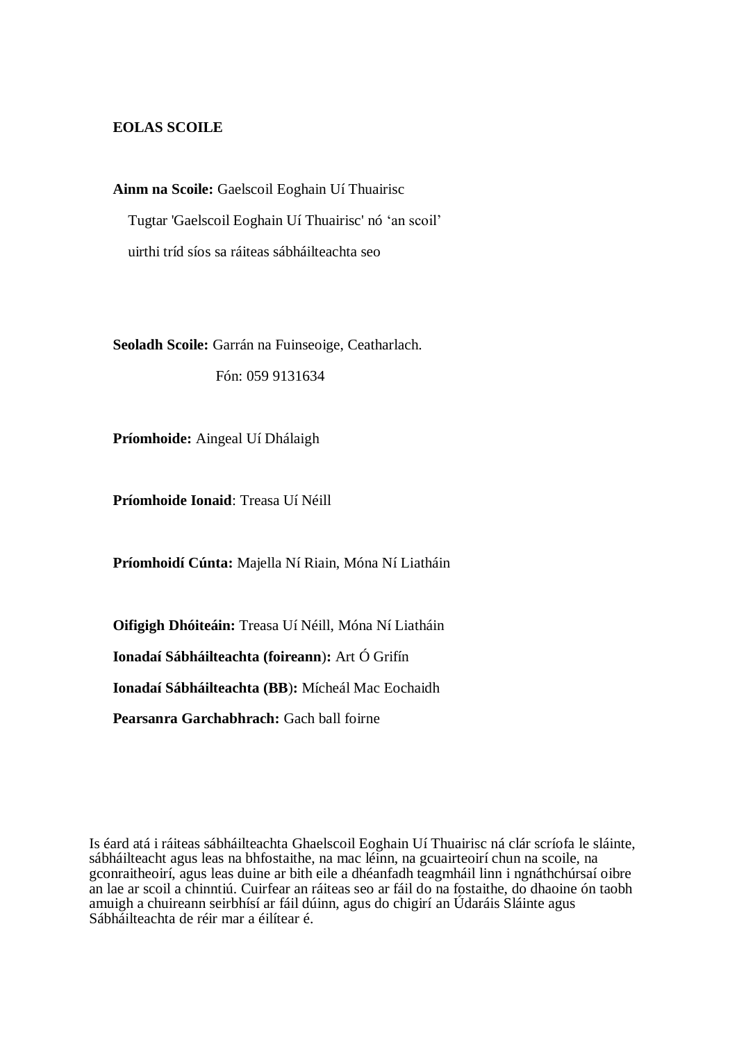**EOLAS SCOILE**

**Ainm na Scoile:** Gaelscoil Eoghain Uí Thuairisc

Tugtar 'Gaelscoil Eoghain Uí Thuairisc' nó 'an scoil' uirthi tríd síos sa ráiteas sábháilteachta seo

**Seoladh Scoile:** Garrán na Fuinseoige, Ceatharlach.

Fón: 059 9131634

**Príomhoide:** Aingeal Uí Dhálaigh

**Príomhoide Ionaid**: Treasa Uí Néill

**Príomhoidí Cúnta:** Majella Ní Riain, Móna Ní Liatháin

**Oifigigh Dhóiteáin:** Treasa Uí Néill, Móna Ní Liatháin

**Ionadaí Sábháilteachta (foireann):** Art Ó Grifín

**Ionadaí Sábháilteachta (BB):** Mícheál Mac Eochaidh

**Pearsanra Garchabhrach:** Gach ball foirne

Is éard atá i ráiteas sábháilteachta Ghaelscoil Eoghain Uí Thuairisc ná clár scríofa le sláinte, sábháilteacht agus leas na bhfostaithe, na mac léinn, na gcuairteoirí chun na scoile, na gconraitheoirí, agus leas duine ar bith eile a dhéanfadh teagmháil linn i ngnáthchúrsaí oibre an lae ar scoil a chinntiú. Cuirfear an ráiteas seo ar fáil do na fostaithe, do dhaoine ón taobh amuigh a chuireann seirbhísí ar fáil dúinn, agus do chigirí an Údaráis Sláinte agus Sábháilteachta de réir mar a éilítear é.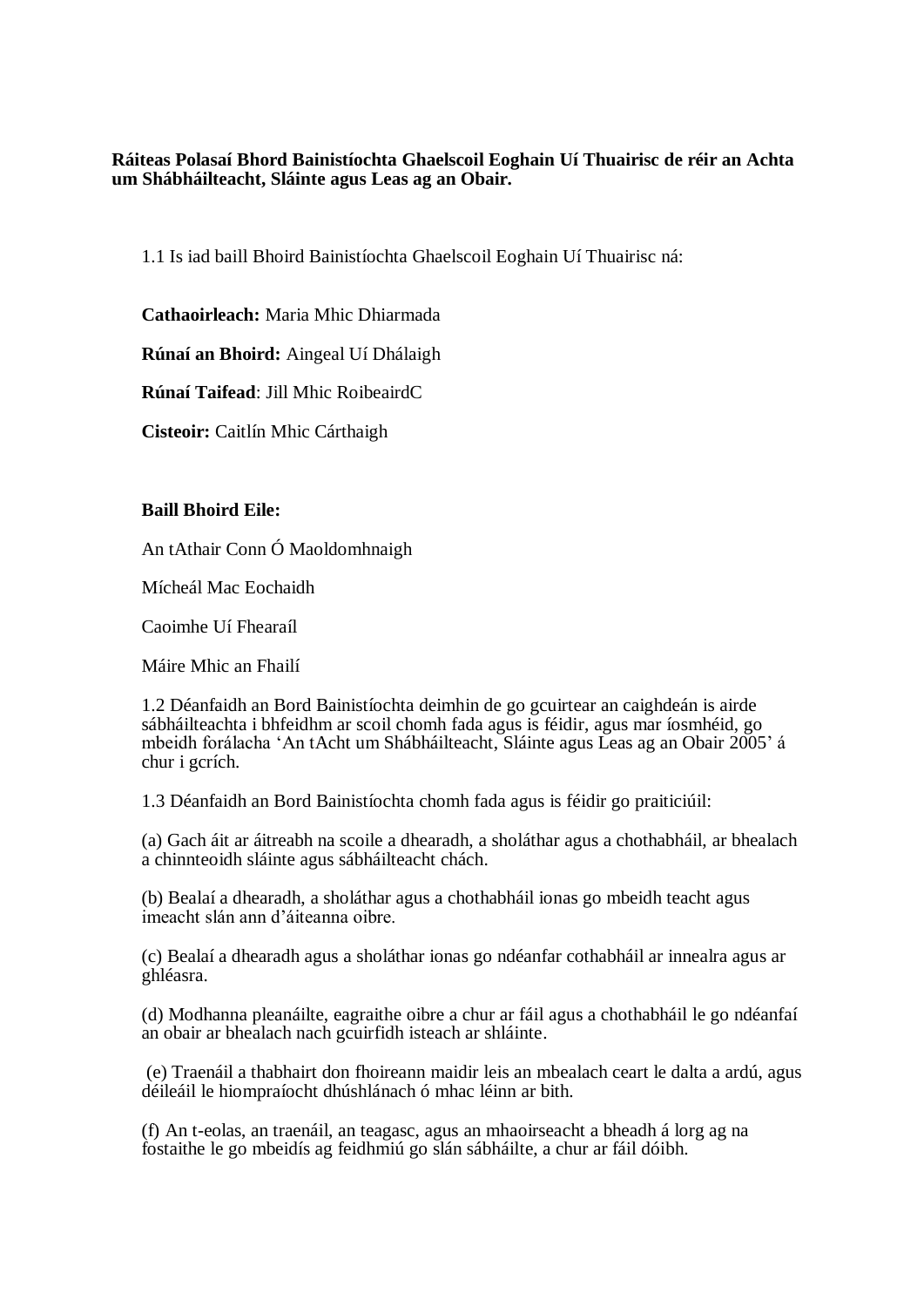**Ráiteas Polasaí Bhord Bainistíochta Ghaelscoil Eoghain Uí Thuairisc de réir an Achta um Shábháilteacht, Sláinte agus Leas ag an Obair.**

1.1 Is iad baill Bhoird Bainistíochta Ghaelscoil Eoghain Uí Thuairisc ná:

**Cathaoirleach:** Maria Mhic Dhiarmada

**Rúnaí an Bhoird:** Aingeal Uí Dhálaigh

**Rúnaí Taifead**: Jill Mhic RoibeairdC

**Cisteoir:** Caitlín Mhic Cárthaigh

**Baill Bhoird Eile:**

An tAthair Conn Ó Maoldomhnaigh

Mícheál Mac Eochaidh

Caoimhe Uí Fhearaíl

Máire Mhic an Fhailí

1.2 Déanfaidh an Bord Bainistíochta deimhin de go gcuirtear an caighdeán is airde sábháilteachta i bhfeidhm ar scoil chomh fada agus is féidir, agus mar íosmhéid, go mbeidh forálacha 'An tAcht um Shábháilteacht, Sláinte agus Leas ag an Obair 2005' á chur i gcrích.

1.3 Déanfaidh an Bord Bainistíochta chomh fada agus is féidir go praiticiúil:

(a) Gach áit ar áitreabh na scoile a dhearadh, a sholáthar agus a chothabháil, ar bhealach a chinnteoidh sláinte agus sábháilteacht chách.

(b) Bealaí a dhearadh, a sholáthar agus a chothabháil ionas go mbeidh teacht agus imeacht slán ann d'áiteanna oibre.

(c) Bealaí a dhearadh agus a sholáthar ionas go ndéanfar cothabháil ar innealra agus ar ghléasra.

(d) Modhanna pleanáilte, eagraithe oibre a chur ar fáil agus a chothabháil le go ndéanfaí an obair ar bhealach nach gcuirfidh isteach ar shláinte.

(e) Traenáil a thabhairt don fhoireann maidir leis an mbealach ceart le dalta a ardú, agus déileáil le hiompraíocht dhúshlánach ó mhac léinn ar bith.

(f) An t-eolas, an traenáil, an teagasc, agus an mhaoirseacht a bheadh á lorg ag na fostaithe le go mbeidís ag feidhmiú go slán sábháilte, a chur ar fáil dóibh.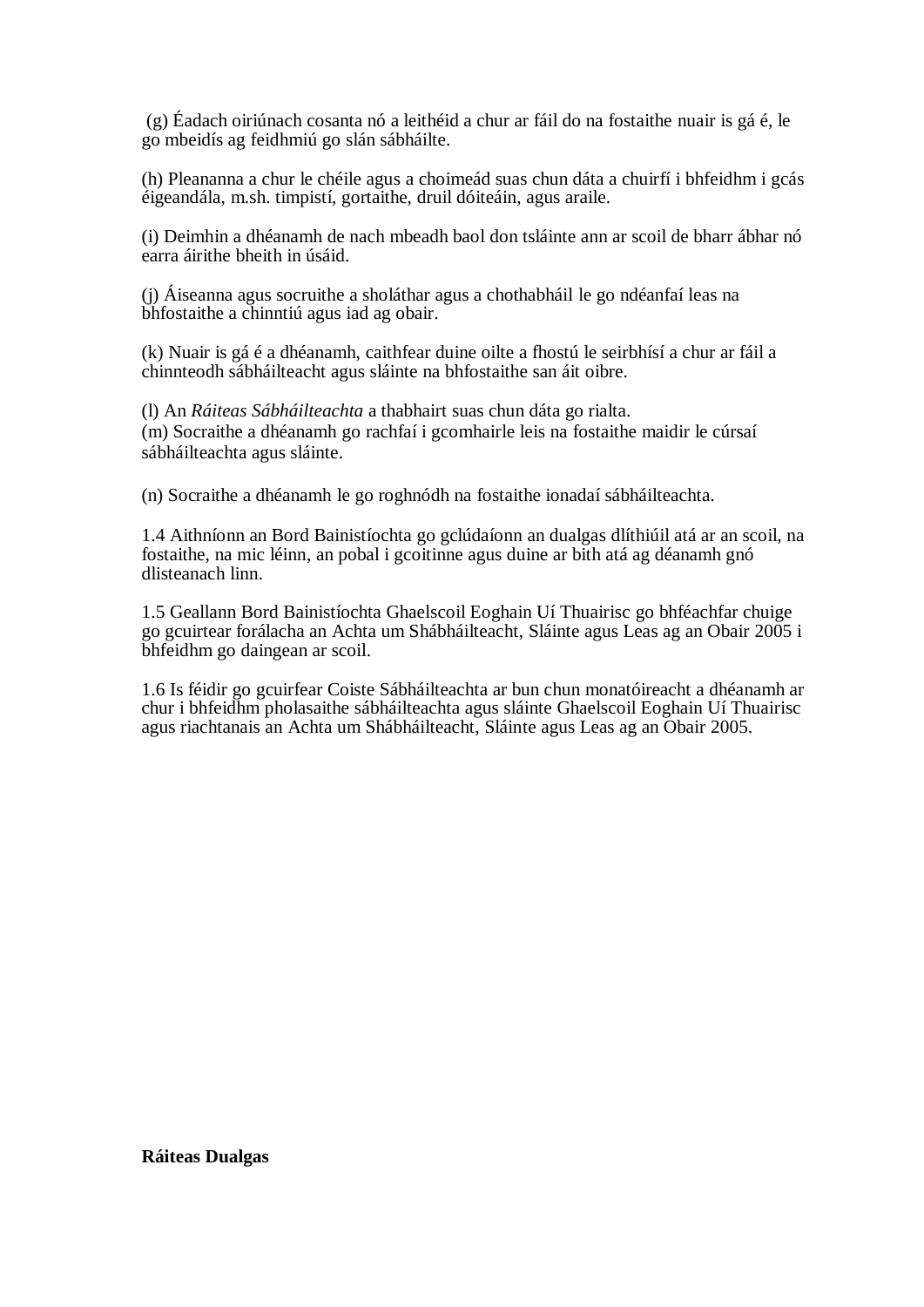(g) Éadach oiriúnach cosanta nó a leithéid a chur ar fáil do na fostaithe nuair is gá é, le go mbeidís ag feidhmiú go slán sábháilte.

(h) Pleananna a chur le chéile agus a choimeád suas chun dáta a chuirfí i bhfeidhm i gcás éigeandála, m.sh. timpistí, gortaithe, druil dóiteáin, agus araile.

(i) Deimhin a dhéanamh de nach mbeadh baol don tsláinte ann ar scoil de bharr ábhar nó earra áirithe bheith in úsáid.

(j) Áiseanna agus socruithe a sholáthar agus a chothabháil le go ndéanfaí leas na bhfostaithe a chinntiú agus iad ag obair.

(k) Nuair is gá é a dhéanamh, caithfear duine oilte a fhostú le seirbhísí a chur ar fáil a chinnteodh sábháilteacht agus sláinte na bhfostaithe san áit oibre.

(l) An *Ráiteas Sábháilteachta* a thabhairt suas chun dáta go rialta.
(m) Socraithe a dhéanamh go rachfaí i gcomhairle leis na fostaithe maidir le cúrsaí sábháilteachta agus sláinte.

(n) Socraithe a dhéanamh le go roghnódh na fostaithe ionadaí sábháilteachta.

1.4 Aithníonn an Bord Bainistíochta go gclúdaíonn an dualgas dlíthiúil atá ar an scoil, na fostaithe, na mic léinn, an pobal i gcoitinne agus duine ar bith atá ag déanamh gnó dlisteanach linn.

1.5 Geallann Bord Bainistíochta Ghaelscoil Eoghain Uí Thuairisc go bhféachfar chuige go gcuirtear forálacha an Achta um Shábháilteacht, Sláinte agus Leas ag an Obair 2005 i bhfeidhm go daingean ar scoil.

1.6 Is féidir go gcuirfear Coiste Sábháilteachta ar bun chun monatóireacht a dhéanamh ar chur i bhfeidhm pholasaithe sábháilteachta agus sláinte Ghaelscoil Eoghain Uí Thuairisc agus riachtanais an Achta um Shábháilteacht, Sláinte agus Leas ag an Obair 2005.

**Ráiteas Dualgas**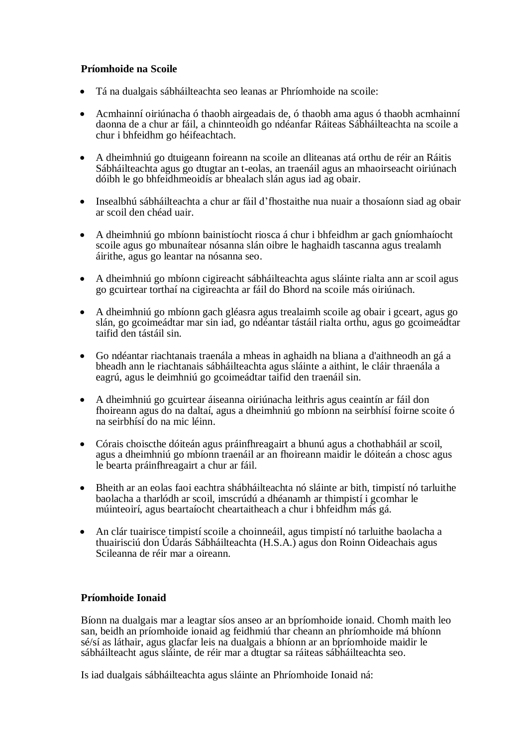**Príomhoide na Scoile**

- Tá na dualgais sábháilteachta seo leanas ar Phríomhoide na scoile:

- Acmhainní oiriúnacha ó thaobh airgeadais de, ó thaobh ama agus ó thaobh acmhainní daonna de a chur ar fáil, a chinnteoidh go ndéanfar Ráiteas Sábháilteachta na scoile a chur i bhfeidhm go héifeachtach.

- A dheimhniú go dtuigeann foireann na scoile an dliteanas atá orthu de réir an Ráitis Sábháilteachta agus go dtugtar an t-eolas, an traenáil agus an mhaoirseacht oiriúnach dóibh le go bhfeidhmeoidís ar bhealach slán agus iad ag obair.

- Insealbhú sábháilteachta a chur ar fáil d'fhostaithe nua nuair a thosaíonn siad ag obair ar scoil den chéad uair.

- A dheimhniú go mbíonn bainistíocht riosca á chur i bhfeidhm ar gach gníomhaíocht scoile agus go mbunaítear nósanna slán oibre le haghaidh tascanna agus trealamh áirithe, agus go leantar na nósanna seo.

- A dheimhniú go mbíonn cigireacht sábháilteachta agus sláinte rialta ann ar scoil agus go gcuirtear torthaí na cigireachta ar fáil do Bhord na scoile más oiriúnach.

- A dheimhniú go mbíonn gach gléasra agus trealaimh scoile ag obair i gceart, agus go slán, go gcoimeádtar mar sin iad, go ndéantar tástáil rialta orthu, agus go gcoimeádtar taifid den tástáil sin.

- Go ndéantar riachtanais traenála a mheas in aghaidh na bliana a d'aithneodh an gá a bheadh ann le riachtanais sábháilteachta agus sláinte a aithint, le cláir thraenála a eagrú, agus le deimhniú go gcoimeádtar taifid den traenáil sin.

- A dheimhniú go gcuirtear áiseanna oiriúnacha leithris agus ceaintín ar fáil don fhoireann agus do na daltaí, agus a dheimhniú go mbíonn na seirbhísí foirne scoite ó na seirbhísí do na mic léinn.

- Córais choiscthe dóiteán agus práinfhreagairt a bhunú agus a chothabháil ar scoil, agus a dheimhniú go mbíonn traenáil ar an fhoireann maidir le dóiteán a chosc agus le bearta práinfhreagairt a chur ar fáil.

- Bheith ar an eolas faoi eachtra shábháilteachta nó sláinte ar bith, timpistí nó tarluithe baolacha a tharlódh ar scoil, imscrúdú a dhéanamh ar thimpistí i gcomhar le múinteoirí, agus beartaíocht cheartaitheach a chur i bhfeidhm más gá.

- An clár tuairisce timpistí scoile a choinneáil, agus timpistí nó tarluithe baolacha a thuairisciú don Údarás Sábháilteachta (H.S.A.) agus don Roinn Oideachais agus Scileanna de réir mar a oireann.

**Príomhoide Ionaid**

Bíonn na dualgais mar a leagtar síos anseo ar an bpríomhoide ionaid. Chomh maith leo san, beidh an príomhoide ionaid ag feidhmiú thar cheann an phríomhoide má bhíonn sé/sí as láthair, agus glacfar leis na dualgais a bhíonn ar an bpríomhoide maidir le sábháilteacht agus sláinte, de réir mar a dtugtar sa ráiteas sábháilteachta seo.

Is iad dualgais sábháilteachta agus sláinte an Phríomhoide Ionaid ná: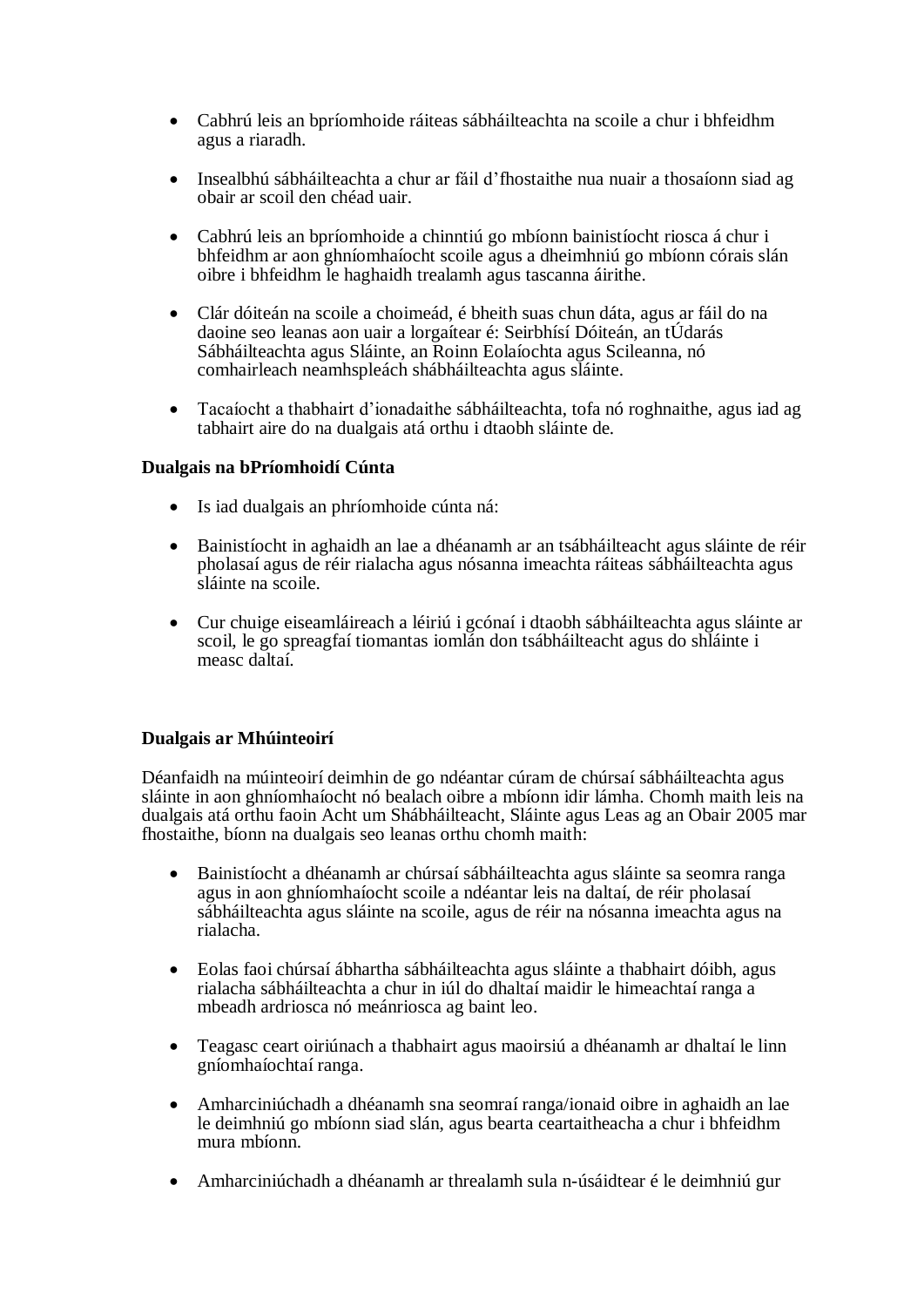- Cabhrú leis an bpríomhoide ráiteas sábháilteachta na scoile a chur i bhfeidhm agus a riaradh.

- Insealbhú sábháilteachta a chur ar fáil d'fhostaithe nua nuair a thosaíonn siad ag obair ar scoil den chéad uair.

- Cabhrú leis an bpríomhoide a chinntiú go mbíonn bainistíocht riosca á chur i bhfeidhm ar aon ghníomhaíocht scoile agus a dheimhniú go mbíonn córais slán oibre i bhfeidhm le haghaidh trealamh agus tascanna áirithe.

- Clár dóiteán na scoile a choimeád, é bheith suas chun dáta, agus ar fáil do na daoine seo leanas aon uair a lorgaítear é: Seirbhísí Dóiteán, an tÚdarás Sábháilteachta agus Sláinte, an Roinn Eolaíochta agus Scileanna, nó comhairleach neamhspleách shábháilteachta agus sláinte.

- Tacaíocht a thabhairt d'ionadaithe sábháilteachta, tofa nó roghnaithe, agus iad ag tabhairt aire do na dualgais atá orthu i dtaobh sláinte de.

**Dualgais na bPríomhoidí Cúnta**

- Is iad dualgais an phríomhoide cúnta ná:

- Bainistíocht in aghaidh an lae a dhéanamh ar an tsábháilteacht agus sláinte de réir pholasaí agus de réir rialacha agus nósanna imeachta ráiteas sábháilteachta agus sláinte na scoile.

- Cur chuige eiseamláireach a léiriú i gcónaí i dtaobh sábháilteachta agus sláinte ar scoil, le go spreagfaí tiomantas iomlán don tsábháilteacht agus do shláinte i measc daltaí.

**Dualgais ar Mhúinteoirí**

Déanfaidh na múinteoirí deimhin de go ndéantar cúram de chúrsaí sábháilteachta agus sláinte in aon ghníomhaíocht nó bealach oibre a mbíonn idir lámha. Chomh maith leis na dualgais atá orthu faoin Acht um Shábháilteacht, Sláinte agus Leas ag an Obair 2005 mar fhostaithe, bíonn na dualgais seo leanas orthu chomh maith:

- Bainistíocht a dhéanamh ar chúrsaí sábháilteachta agus sláinte sa seomra ranga agus in aon ghníomhaíocht scoile a ndéantar leis na daltaí, de réir pholasaí sábháilteachta agus sláinte na scoile, agus de réir na nósanna imeachta agus na rialacha.

- Eolas faoi chúrsaí ábhartha sábháilteachta agus sláinte a thabhairt dóibh, agus rialacha sábháilteachta a chur in iúl do dhaltaí maidir le himeachtaí ranga a mbeadh ardriosca nó meánriosca ag baint leo.

- Teagasc ceart oiriúnach a thabhairt agus maoirsiú a dhéanamh ar dhaltaí le linn gníomhaíochtaí ranga.

- Amharciniúchadh a dhéanamh sna seomraí ranga/ionaid oibre in aghaidh an lae le deimhniú go mbíonn siad slán, agus bearta ceartaitheacha a chur i bhfeidhm mura mbíonn.

- Amharciniúchadh a dhéanamh ar threalamh sula n-úsáidtear é le deimhniú gur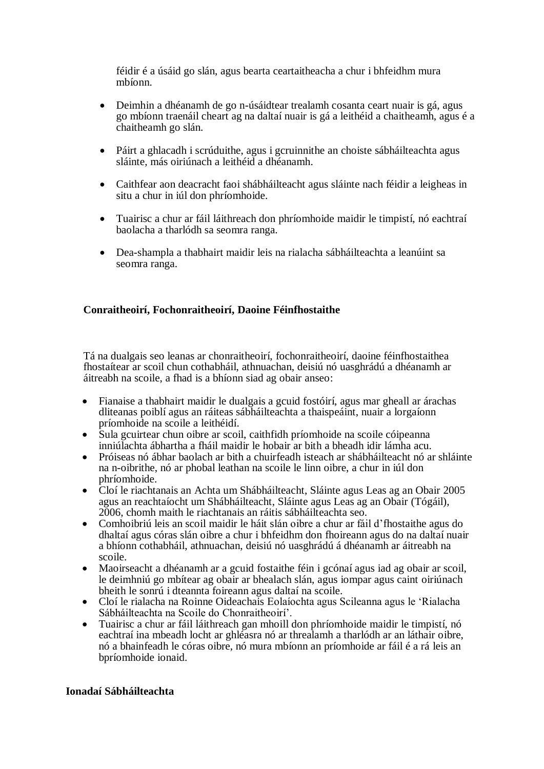féidir é a úsáid go slán, agus bearta ceartaitheacha a chur i bhfeidhm mura mbíonn.

- Deimhin a dhéanamh de go n-úsáidtear trealamh cosanta ceart nuair is gá, agus go mbíonn traenáil cheart ag na daltaí nuair is gá a leithéid a chaitheamh, agus é a chaitheamh go slán.

- Páirt a ghlacadh i scrúduithe, agus i gcruinnithe an choiste sábháilteachta agus sláinte, más oiriúnach a leithéid a dhéanamh.

- Caithfear aon deacracht faoi shábháilteacht agus sláinte nach féidir a leigheas in situ a chur in iúl don phríomhoide.

- Tuairisc a chur ar fáil láithreach don phríomhoide maidir le timpistí, nó eachtraí baolacha a tharlódh sa seomra ranga.

- Dea-shampla a thabhairt maidir leis na rialacha sábháilteachta a leanúint sa seomra ranga.

**Conraitheoirí, Fochonraitheoirí, Daoine Féinfhostaithe**

Tá na dualgais seo leanas ar chonraitheoirí, fochonraitheoirí, daoine féinfhostaithea fhostaítear ar scoil chun cothabháil, athnuachan, deisiú nó uasghrádú a dhéanamh ar áitreabh na scoile, a fhad is a bhíonn siad ag obair anseo:

- Fianaise a thabhairt maidir le dualgais a gcuid fostóirí, agus mar gheall ar árachas dliteanas poiblí agus an ráiteas sábháilteachta a thaispeáint, nuair a lorgaíonn príomhoide na scoile a leithéidí.
- Sula gcuirtear chun oibre ar scoil, caithfidh príomhoide na scoile cóipeanna inniúlachta ábhartha a fháil maidir le hobair ar bith a bheadh idir lámha acu.
- Próiseas nó ábhar baolach ar bith a chuirfeadh isteach ar shábháilteacht nó ar shláinte na n-oibrithe, nó ar phobal leathan na scoile le linn oibre, a chur in iúl don phríomhoide.
- Cloí le riachtanais an Achta um Shábháilteacht, Sláinte agus Leas ag an Obair 2005 agus an reachtaíocht um Shábháilteacht, Sláinte agus Leas ag an Obair (Tógáil), 2006, chomh maith le riachtanais an ráitis sábháilteachta seo.
- Comhoibriú leis an scoil maidir le háit slán oibre a chur ar fáil d'fhostaithe agus do dhaltaí agus córas slán oibre a chur i bhfeidhm don fhoireann agus do na daltaí nuair a bhíonn cothabháil, athnuachan, deisiú nó uasghrádú á dhéanamh ar áitreabh na scoile.
- Maoirseacht a dhéanamh ar a gcuid fostaithe féin i gcónaí agus iad ag obair ar scoil, le deimhniú go mbítear ag obair ar bhealach slán, agus iompar agus caint oiriúnach bheith le sonrú i dteannta foireann agus daltaí na scoile.
- Cloí le rialacha na Roinne Oideachais Eolaíochta agus Scileanna agus le 'Rialacha Sábháilteachta na Scoile do Chonraitheoirí'.
- Tuairisc a chur ar fáil láithreach gan mhoill don phríomhoide maidir le timpistí, nó eachtraí ina mbeadh locht ar ghléasra nó ar threalamh a tharlódh ar an láthair oibre, nó a bhainfeadh le córas oibre, nó mura mbíonn an príomhoide ar fáil é a rá leis an bpríomhoide ionaid.

**Ionadaí Sábháilteachta**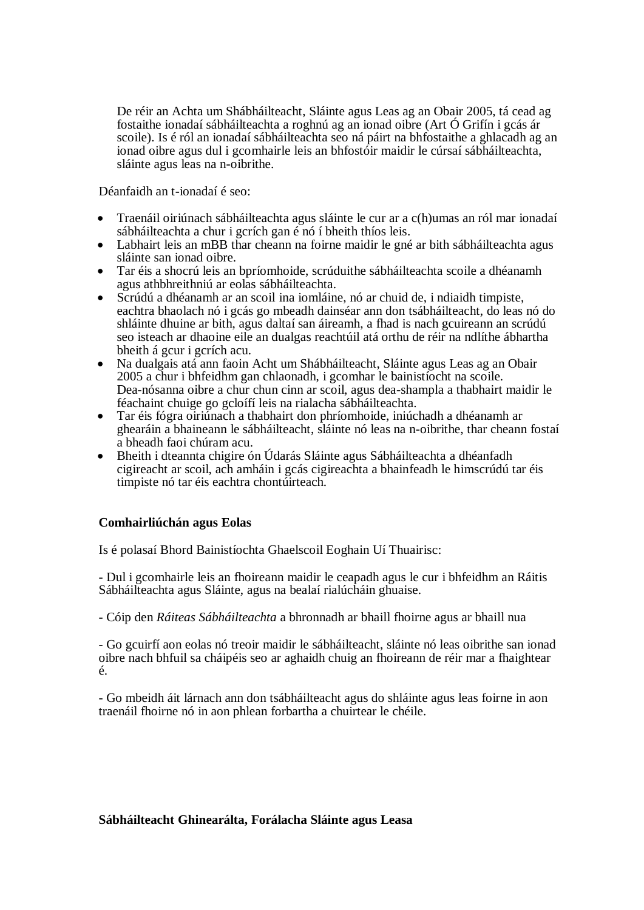De réir an Achta um Shábháilteacht, Sláinte agus Leas ag an Obair 2005, tá cead ag fostaithe ionadaí sábháilteachta a roghnú ag an ionad oibre (Art Ó Grifín i gcás ár scoile). Is é ról an ionadaí sábháilteachta seo ná páirt na bhfostaithe a ghlacadh ag an ionad oibre agus dul i gcomhairle leis an bhfostóir maidir le cúrsaí sábháilteachta, sláinte agus leas na n-oibrithe.

Déanfaidh an t-ionadaí é seo:

- Traenáil oiriúnach sábháilteachta agus sláinte le cur ar a c(h)umas an ról mar ionadaí sábháilteachta a chur i gcrích gan é nó í bheith thíos leis.
- Labhairt leis an mBB thar cheann na foirne maidir le gné ar bith sábháilteachta agus sláinte san ionad oibre.
- Tar éis a shocrú leis an bpríomhoide, scrúduithe sábháilteachta scoile a dhéanamh agus athbhreithniú ar eolas sábháilteachta.
- Scrúdú a dhéanamh ar an scoil ina iomláine, nó ar chuid de, i ndiaidh timpiste, eachtra bhaolach nó i gcás go mbeadh dainséar ann don tsábháilteacht, do leas nó do shláinte dhuine ar bith, agus daltaí san áireamh, a fhad is nach gcuireann an scrúdú seo isteach ar dhaoine eile an dualgas reachtúil atá orthu de réir na ndlíthe ábhartha bheith á gcur i gcrích acu.
- Na dualgais atá ann faoin Acht um Shábháilteacht, Sláinte agus Leas ag an Obair 2005 a chur i bhfeidhm gan chlaonadh, i gcomhar le bainistíocht na scoile. Dea-nósanna oibre a chur chun cinn ar scoil, agus dea-shampla a thabhairt maidir le féachaint chuige go gcloífí leis na rialacha sábháilteachta.
- Tar éis fógra oiriúnach a thabhairt don phríomhoide, iniúchadh a dhéanamh ar ghearáin a bhaineann le sábháilteacht, sláinte nó leas na n-oibrithe, thar cheann fostaí a bheadh faoi chúram acu.
- Bheith i dteannta chigire ón Údarás Sláinte agus Sábháilteachta a dhéanfadh cigireacht ar scoil, ach amháin i gcás cigireachta a bhainfeadh le himscrúdú tar éis timpiste nó tar éis eachtra chontúirteach.

**Comhairliúchán agus Eolas**

Is é polasaí Bhord Bainistíochta Ghaelscoil Eoghain Uí Thuairisc:

- Dul i gcomhairle leis an fhoireann maidir le ceapadh agus le cur i bhfeidhm an Ráitis Sábháilteachta agus Sláinte, agus na bealaí rialúcháin ghuaise.

- Cóip den *Ráiteas Sábháilteachta* a bhronnadh ar bhaill fhoirne agus ar bhaill nua

- Go gcuirfí aon eolas nó treoir maidir le sábháilteacht, sláinte nó leas oibrithe san ionad oibre nach bhfuil sa cháipéis seo ar aghaidh chuig an fhoireann de réir mar a fhaightear é.

- Go mbeidh áit lárnach ann don tsábháilteacht agus do shláinte agus leas foirne in aon traenáil fhoirne nó in aon phlean forbartha a chuirtear le chéile.

**Sábháilteacht Ghinearálta, Forálacha Sláinte agus Leasa**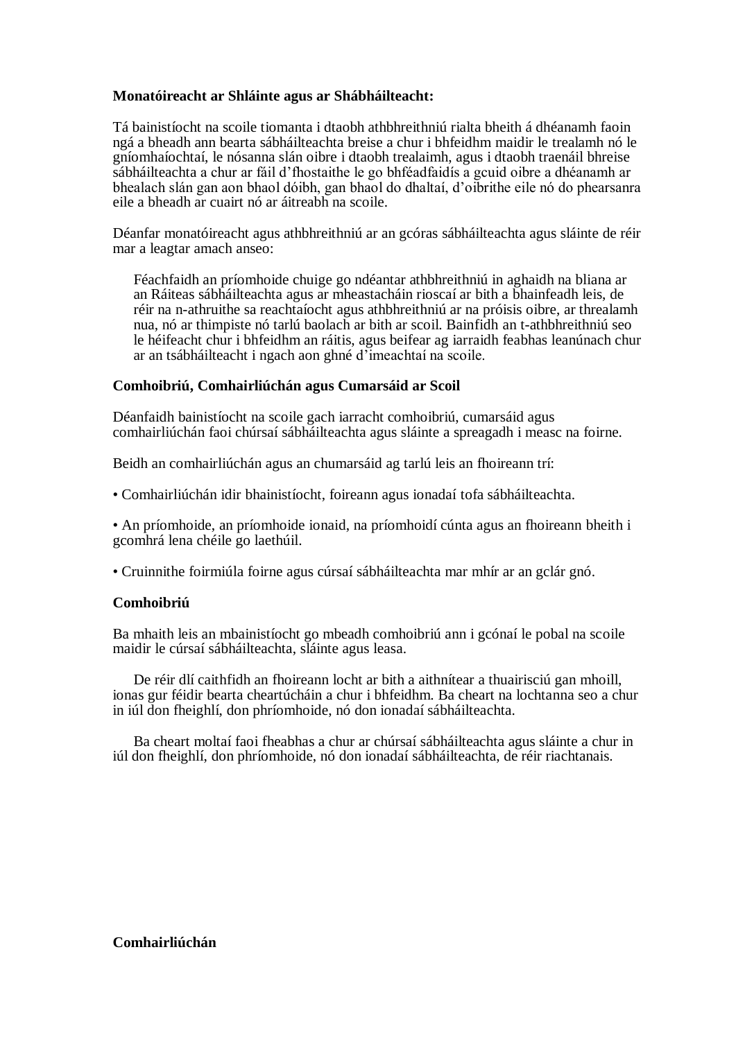**Monatóireacht ar Shláinte agus ar Shábháilteacht:**

Tá bainistíocht na scoile tiomanta i dtaobh athbhreithniú rialta bheith á dhéanamh faoin ngá a bheadh ann bearta sábháilteachta breise a chur i bhfeidhm maidir le trealamh nó le gníomhaíochtaí, le nósanna slán oibre i dtaobh trealaimh, agus i dtaobh traenáil bhreise sábháilteachta a chur ar fáil d'fhostaithe le go bhféadfaidís a gcuid oibre a dhéanamh ar bhealach slán gan aon bhaol dóibh, gan bhaol do dhaltaí, d'oibrithe eile nó do phearsanra eile a bheadh ar cuairt nó ar áitreabh na scoile.

Déanfar monatóireacht agus athbhreithniú ar an gcóras sábháilteachta agus sláinte de réir mar a leagtar amach anseo:

> Féachfaidh an príomhoide chuige go ndéantar athbhreithniú in aghaidh na bliana ar an Ráiteas sábháilteachta agus ar mheastacháin rioscaí ar bith a bhainfeadh leis, de réir na n-athruithe sa reachtaíocht agus athbhreithniú ar na próisis oibre, ar threalamh nua, nó ar thimpiste nó tarlú baolach ar bith ar scoil. Bainfidh an t-athbhreithniú seo le héifeacht chur i bhfeidhm an ráitis, agus beifear ag iarraidh feabhas leanúnach chur ar an tsábháilteacht i ngach aon ghné d'imeachtaí na scoile.

**Comhoibriú, Comhairliúchán agus Cumarsáid ar Scoil**

Déanfaidh bainistíocht na scoile gach iarracht comhoibriú, cumarsáid agus comhairliúchán faoi chúrsaí sábháilteachta agus sláinte a spreagadh i measc na foirne.

Beidh an comhairliúchán agus an chumarsáid ag tarlú leis an fhoireann trí:

• Comhairliúchán idir bhainistíocht, foireann agus ionadaí tofa sábháilteachta.

• An príomhoide, an príomhoide ionaid, na príomhoidí cúnta agus an fhoireann bheith i gcomhrá lena chéile go laethúil.

• Cruinnithe foirmiúla foirne agus cúrsaí sábháilteachta mar mhír ar an gclár gnó.

**Comhoibriú**

Ba mhaith leis an mbainistíocht go mbeadh comhoibriú ann i gcónaí le pobal na scoile maidir le cúrsaí sábháilteachta, sláinte agus leasa.

De réir dlí caithfidh an fhoireann locht ar bith a aithnítear a thuairisciú gan mhoill, ionas gur féidir bearta cheartúcháin a chur i bhfeidhm. Ba cheart na lochtanna seo a chur in iúl don fheighlí, don phríomhoide, nó don ionadaí sábháilteachta.

Ba cheart moltaí faoi fheabhas a chur ar chúrsaí sábháilteachta agus sláinte a chur in iúl don fheighlí, don phríomhoide, nó don ionadaí sábháilteachta, de réir riachtanais.

**Comhairliúchán**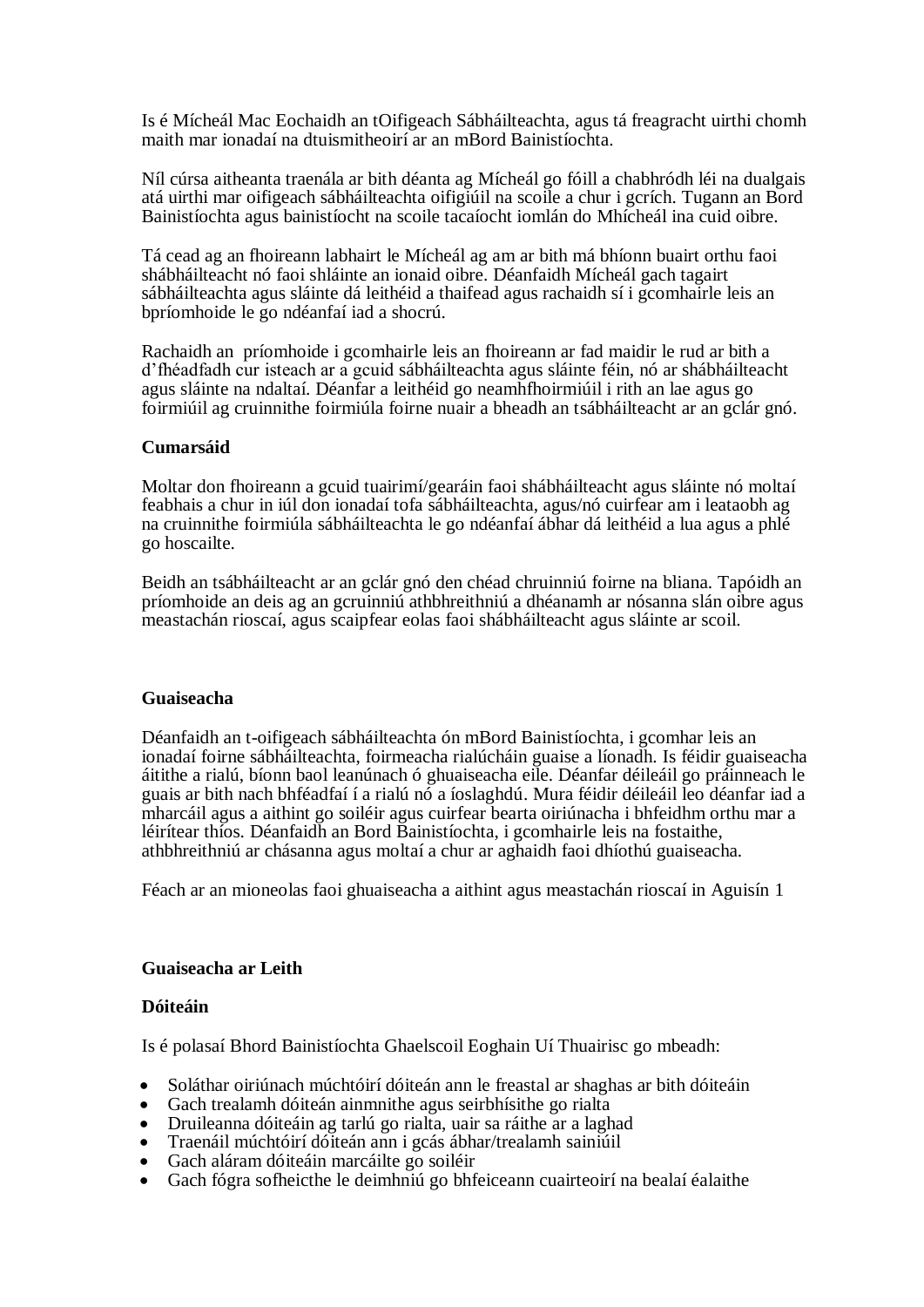Is é Mícheál Mac Eochaidh an tOifigeach Sábháilteachta, agus tá freagracht uirthi chomh maith mar ionadaí na dtuismitheoirí ar an mBord Bainistíochta.

Níl cúrsa aitheanta traenála ar bith déanta ag Mícheál go fóill a chabhródh léi na dualgais atá uirthi mar oifigeach sábháilteachta oifigiúil na scoile a chur i gcrích. Tugann an Bord Bainistíochta agus bainistíocht na scoile tacaíocht iomlán do Mhícheál ina cuid oibre.

Tá cead ag an fhoireann labhairt le Mícheál ag am ar bith má bhíonn buairt orthu faoi shábháilteacht nó faoi shláinte an ionaid oibre. Déanfaidh Mícheál gach tagairt sábháilteachta agus sláinte dá leithéid a thaifead agus rachaidh sí i gcomhairle leis an bpríomhoide le go ndéanfaí iad a shocrú.

Rachaidh an príomhoide i gcomhairle leis an fhoireann ar fad maidir le rud ar bith a d'fhéadfadh cur isteach ar a gcuid sábháilteachta agus sláinte féin, nó ar shábháilteacht agus sláinte na ndaltaí. Déanfar a leithéid go neamhfhoirmiúil i rith an lae agus go foirmiúil ag cruinnithe foirmiúla foirne nuair a bheadh an tsábháilteacht ar an gclár gnó.

**Cumarsáid**

Moltar don fhoireann a gcuid tuairimí/gearáin faoi shábháilteacht agus sláinte nó moltaí feabhais a chur in iúl don ionadaí tofa sábháilteachta, agus/nó cuirfear am i leataobh ag na cruinnithe foirmiúla sábháilteachta le go ndéanfaí ábhar dá leithéid a lua agus a phlé go hoscailte.

Beidh an tsábháilteacht ar an gclár gnó den chéad chruinniú foirne na bliana. Tapóidh an príomhoide an deis ag an gcruinniú athbhreithniú a dhéanamh ar nósanna slán oibre agus meastachán rioscaí, agus scaipfear eolas faoi shábháilteacht agus sláinte ar scoil.

**Guaiseacha**

Déanfaidh an t-oifigeach sábháilteachta ón mBord Bainistíochta, i gcomhar leis an ionadaí foirne sábháilteachta, foirmeacha rialúcháin guaise a líonadh. Is féidir guaiseacha áitithe a rialú, bíonn baol leanúnach ó ghuaiseacha eile. Déanfar déileáil go práinneach le guais ar bith nach bhféadfaí í a rialú nó a íoslaghdú. Mura féidir déileáil leo déanfar iad a mharcáil agus a aithint go soiléir agus cuirfear bearta oiriúnacha i bhfeidhm orthu mar a léirítear thíos. Déanfaidh an Bord Bainistíochta, i gcomhairle leis na fostaithe, athbhreithniú ar chásanna agus moltaí a chur ar aghaidh faoi dhíothú guaiseacha.

Féach ar an mioneolas faoi ghuaiseacha a aithint agus meastachán rioscaí in Aguisín 1

**Guaiseacha ar Leith**

**Dóiteáin**

Is é polasaí Bhord Bainistíochta Ghaelscoil Eoghain Uí Thuairisc go mbeadh:

- Soláthar oiriúnach múchtóirí dóiteán ann le freastal ar shaghas ar bith dóiteáin
- Gach trealamh dóiteán ainmnithe agus seirbhísithe go rialta
- Druileanna dóiteáin ag tarlú go rialta, uair sa ráithe ar a laghad
- Traenáil múchtóirí dóiteán ann i gcás ábhar/trealamh sainiúil
- Gach aláram dóiteáin marcáilte go soiléir
- Gach fógra sofheicthe le deimhniú go bhfeiceann cuairteoirí na bealaí éalaithe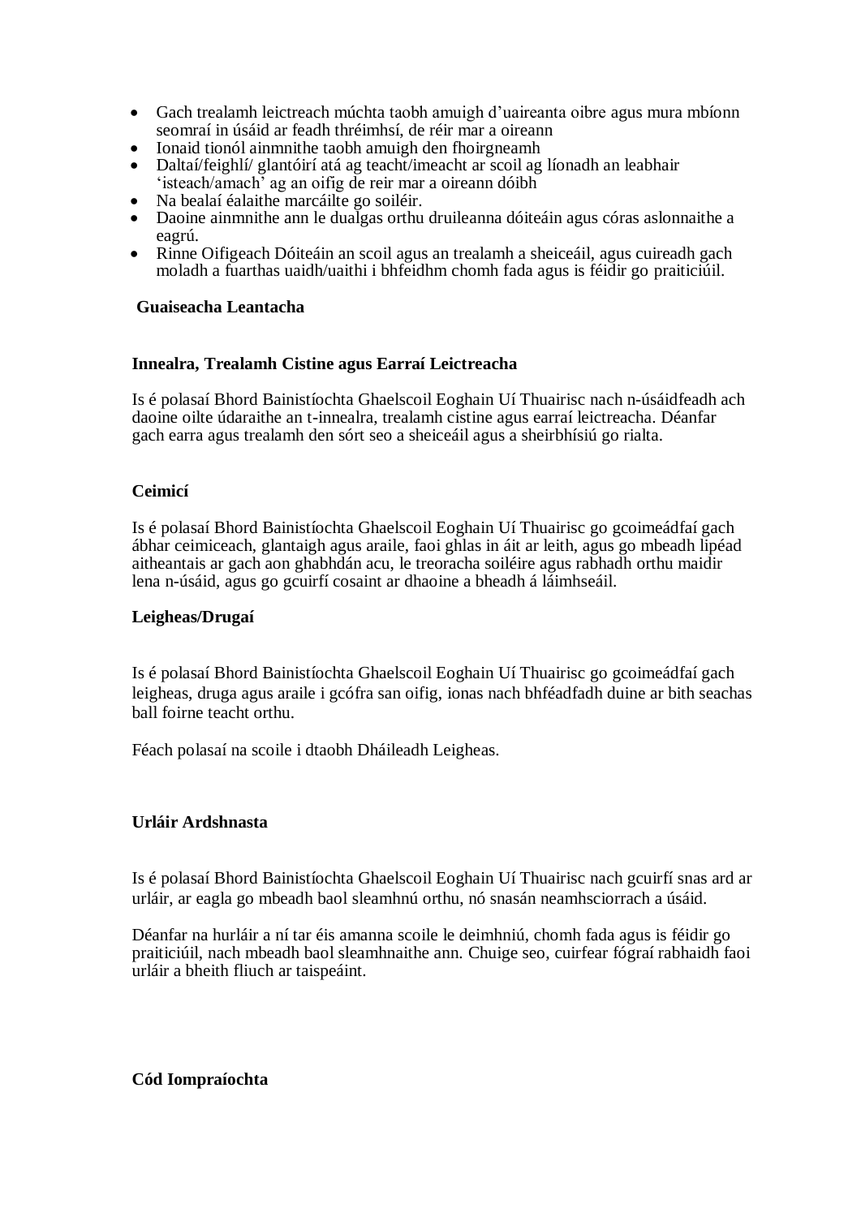- Gach trealamh leictreach múchta taobh amuigh d'uaireanta oibre agus mura mbíonn seomraí in úsáid ar feadh thréimhsí, de réir mar a oireann
- Ionaid tionól ainmnithe taobh amuigh den fhoirgneamh
- Daltaí/feighlí/ glantóirí atá ag teacht/imeacht ar scoil ag líonadh an leabhair 'isteach/amach' ag an oifig de reir mar a oireann dóibh
- Na bealaí éalaithe marcáilte go soiléir.
- Daoine ainmnithe ann le dualgas orthu druileanna dóiteáin agus córas aslonnaithe a eagrú.
- Rinne Oifigeach Dóiteáin an scoil agus an trealamh a sheiceáil, agus cuireadh gach moladh a fuarthas uaidh/uaithi i bhfeidhm chomh fada agus is féidir go praiticiúil.

**Guaiseacha Leantacha**

**Innealra, Trealamh Cistine agus Earraí Leictreacha**

Is é polasaí Bhord Bainistíochta Ghaelscoil Eoghain Uí Thuairisc nach n-úsáidfeadh ach daoine oilte údaraithe an t-innealra, trealamh cistine agus earraí leictreacha. Déanfar gach earra agus trealamh den sórt seo a sheiceáil agus a sheirbhísiú go rialta.

**Ceimicí**

Is é polasaí Bhord Bainistíochta Ghaelscoil Eoghain Uí Thuairisc go gcoimeádfaí gach ábhar ceimiceach, glantaigh agus araile, faoi ghlas in áit ar leith, agus go mbeadh lipéad aitheantais ar gach aon ghabhdán acu, le treoracha soiléire agus rabhadh orthu maidir lena n-úsáid, agus go gcuirfí cosaint ar dhaoine a bheadh á láimhseáil.

**Leigheas/Drugaí**

Is é polasaí Bhord Bainistíochta Ghaelscoil Eoghain Uí Thuairisc go gcoimeádfaí gach leigheas, druga agus araile i gcófra san oifig, ionas nach bhféadfadh duine ar bith seachas ball foirne teacht orthu.

Féach polasaí na scoile i dtaobh Dháileadh Leigheas.

**Urláir Ardshnasta**

Is é polasaí Bhord Bainistíochta Ghaelscoil Eoghain Uí Thuairisc nach gcuirfí snas ard ar urláir, ar eagla go mbeadh baol sleamhnú orthu, nó snasán neamhsciorrach a úsáid.

Déanfar na hurláir a ní tar éis amanna scoile le deimhniú, chomh fada agus is féidir go praiticiúil, nach mbeadh baol sleamhnaithe ann. Chuige seo, cuirfear fógraí rabhaidh faoi urláir a bheith fliuch ar taispeáint.

**Cód Iompraíochta**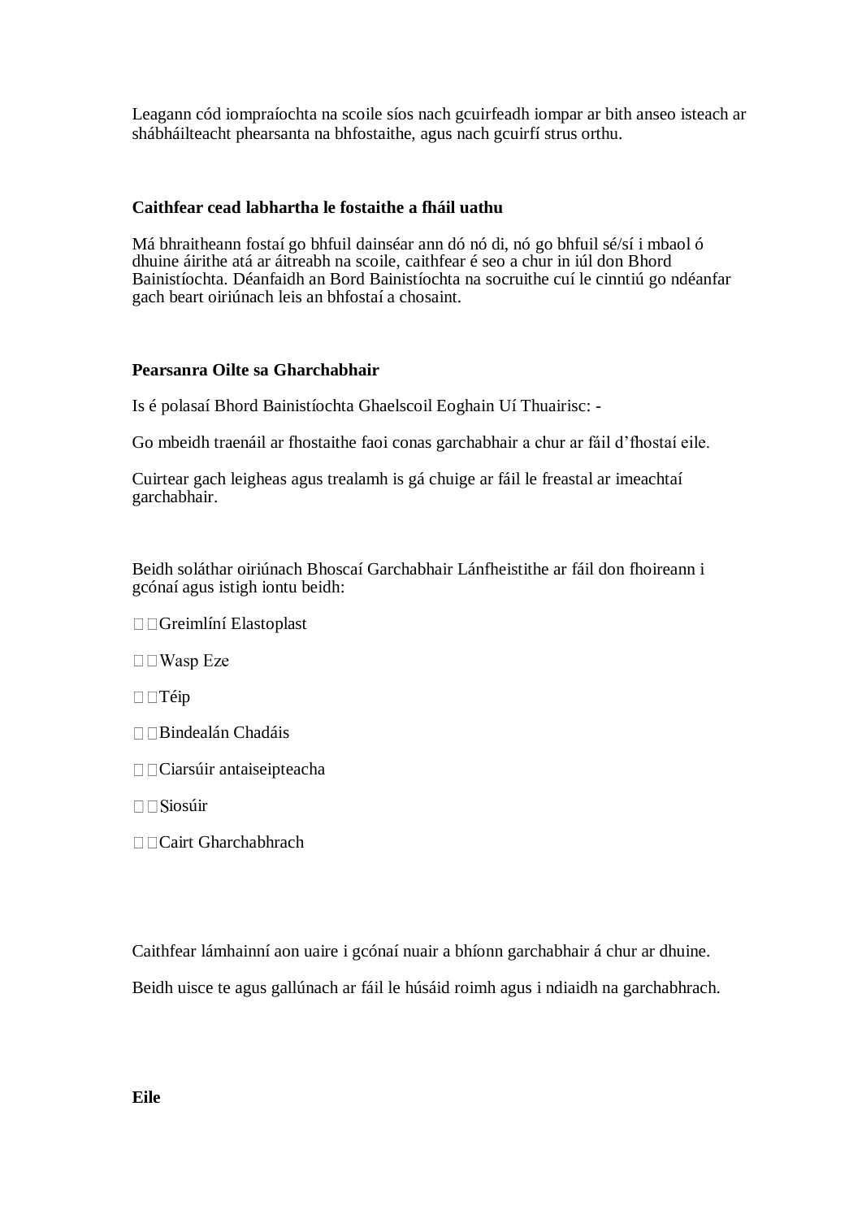Leagann cód iompraíochta na scoile síos nach gcuirfeadh iompar ar bith anseo isteach ar shábháilteacht phearsanta na bhfostaithe, agus nach gcuirfí strus orthu.

**Caithfear cead labhartha le fostaithe a fháil uathu**

Má bhraitheann fostaí go bhfuil dainséar ann dó nó di, nó go bhfuil sé/sí i mbaol ó dhuine áirithe atá ar áitreabh na scoile, caithfear é seo a chur in iúl don Bhord Bainistíochta. Déanfaidh an Bord Bainistíochta na socruithe cuí le cinntiú go ndéanfar gach beart oiriúnach leis an bhfostaí a chosaint.

**Pearsanra Oilte sa Gharchabhair**

Is é polasaí Bhord Bainistíochta Ghaelscoil Eoghain Uí Thuairisc: -

Go mbeidh traenáil ar fhostaithe faoi conas garchabhair a chur ar fáil d'fhostaí eile.

Cuirtear gach leigheas agus trealamh is gá chuige ar fáil le freastal ar imeachtaí garchabhair.

Beidh soláthar oiriúnach Bhoscaí Garchabhair Lánfheistithe ar fáil don fhoireann i gcónaí agus istigh iontu beidh:

- Greimlíní Elastoplast
- Wasp Eze
- Téip
- Bindealán Chadáis
- Ciarsúir antaiseipteacha
- Siosúir
- Cairt Gharchabhrach

Caithfear lámhainní aon uaire i gcónaí nuair a bhíonn garchabhair á chur ar dhuine.

Beidh uisce te agus gallúnach ar fáil le húsáid roimh agus i ndiaidh na garchabhrach.

**Eile**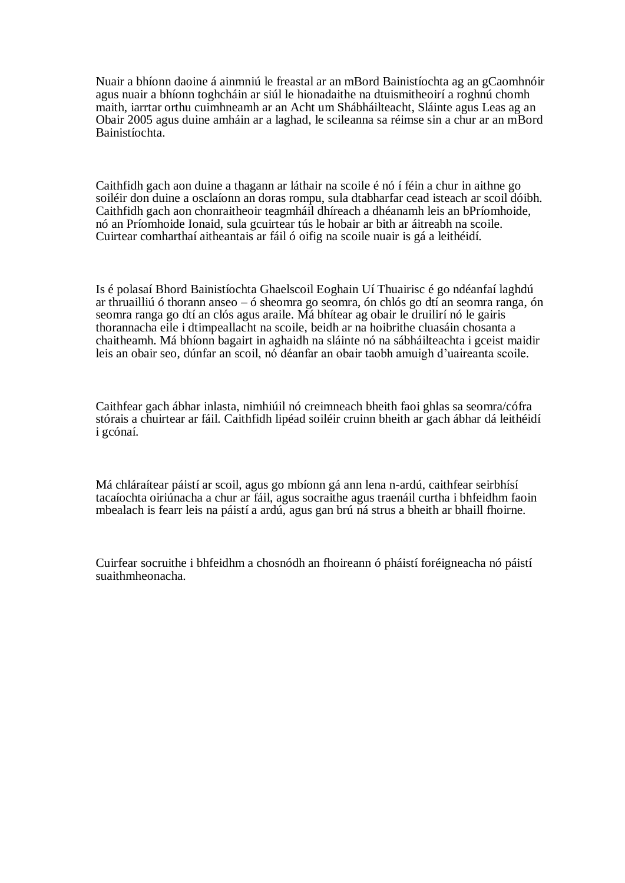Nuair a bhíonn daoine á ainmniú le freastal ar an mBord Bainistíochta ag an gCaomhnóir agus nuair a bhíonn toghcháin ar siúl le hionadaithe na dtuismitheoirí a roghnú chomh maith, iarrtar orthu cuimhneamh ar an Acht um Shábháilteacht, Sláinte agus Leas ag an Obair 2005 agus duine amháin ar a laghad, le scileanna sa réimse sin a chur ar an mBord Bainistíochta.

Caithfidh gach aon duine a thagann ar láthair na scoile é nó í féin a chur in aithne go soiléir don duine a osclaíonn an doras rompu, sula dtabharfar cead isteach ar scoil dóibh. Caithfidh gach aon chonraitheoir teagmháil dhíreach a dhéanamh leis an bPríomhoide, nó an Príomhoide Ionaid, sula gcuirtear tús le hobair ar bith ar áitreabh na scoile. Cuirtear comharthaí aitheantais ar fáil ó oifig na scoile nuair is gá a leithéidí.

Is é polasaí Bhord Bainistíochta Ghaelscoil Eoghain Uí Thuairisc é go ndéanfaí laghdú ar thruailliú ó thorann anseo – ó sheomra go seomra, ón chlós go dtí an seomra ranga, ón seomra ranga go dtí an clós agus araile. Má bhítear ag obair le druilirí nó le gairis thorannacha eile i dtimpeallacht na scoile, beidh ar na hoibrithe cluasáin chosanta a chaitheamh. Má bhíonn bagairt in aghaidh na sláinte nó na sábháilteachta i gceist maidir leis an obair seo, dúnfar an scoil, nó déanfar an obair taobh amuigh d'uaireanta scoile.

Caithfear gach ábhar inlasta, nimhiúil nó creimneach bheith faoi ghlas sa seomra/cófra stórais a chuirtear ar fáil. Caithfidh lipéad soiléir cruinn bheith ar gach ábhar dá leithéidí i gcónaí.

Má chláraítear páistí ar scoil, agus go mbíonn gá ann lena n-ardú, caithfear seirbhísí tacaíochta oiriúnacha a chur ar fáil, agus socraithe agus traenáil curtha i bhfeidhm faoin mbealach is fearr leis na páistí a ardú, agus gan brú ná strus a bheith ar bhaill fhoirne.

Cuirfear socruithe i bhfeidhm a chosnódh an fhoireann ó pháistí foréigneacha nó páistí suaithmheonacha.